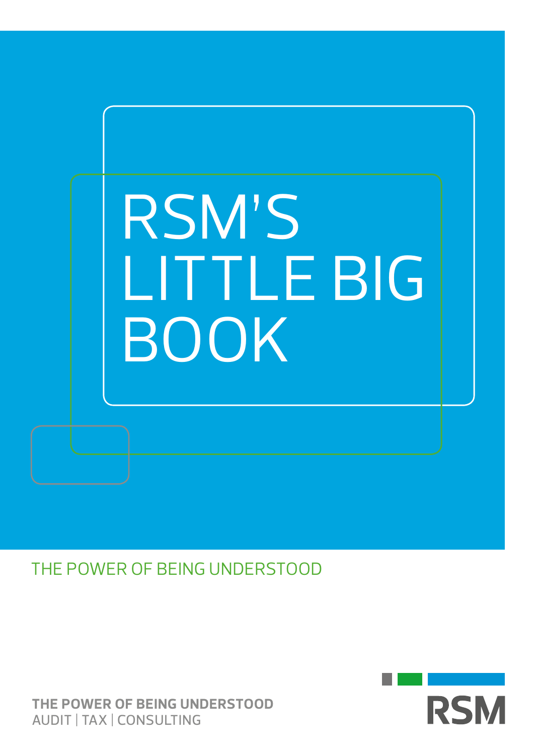# RSM'S LITTLE BIG BOOK

THE POWER OF BEING UNDERSTOOD

**THE POWER OF BEING UNDERSTOOD**
AUDIT | TAX | CONSULTING

RSM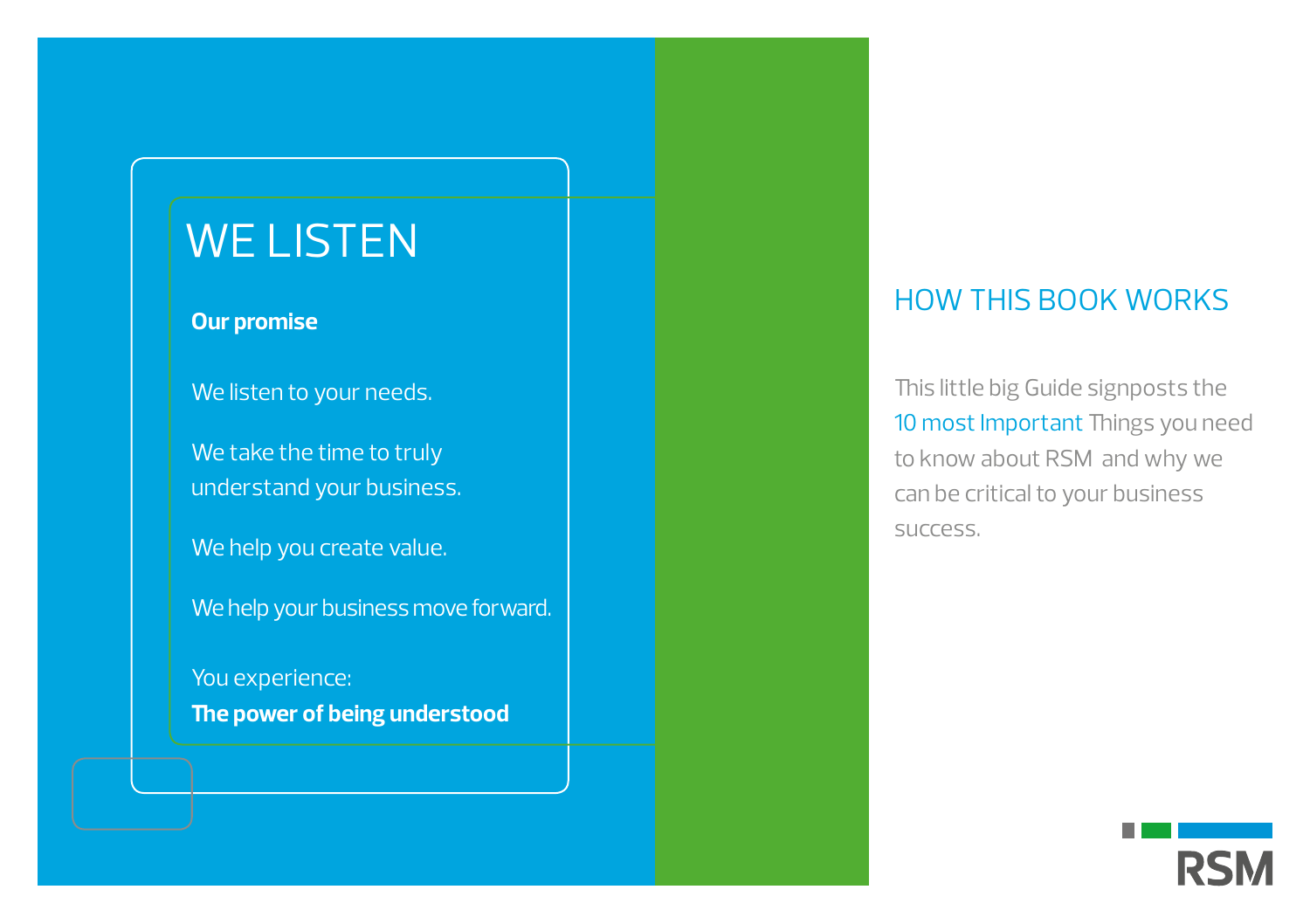# WE LISTEN

**Our promise**

We listen to your needs.

We take the time to truly understand your business.

We help you create value.

We help your business move forward.

You experience:
**The power of being understood**

## HOW THIS BOOK WORKS

This little big Guide signposts the 10 most Important Things you need to know about RSM and why we can be critical to your business success.

RSM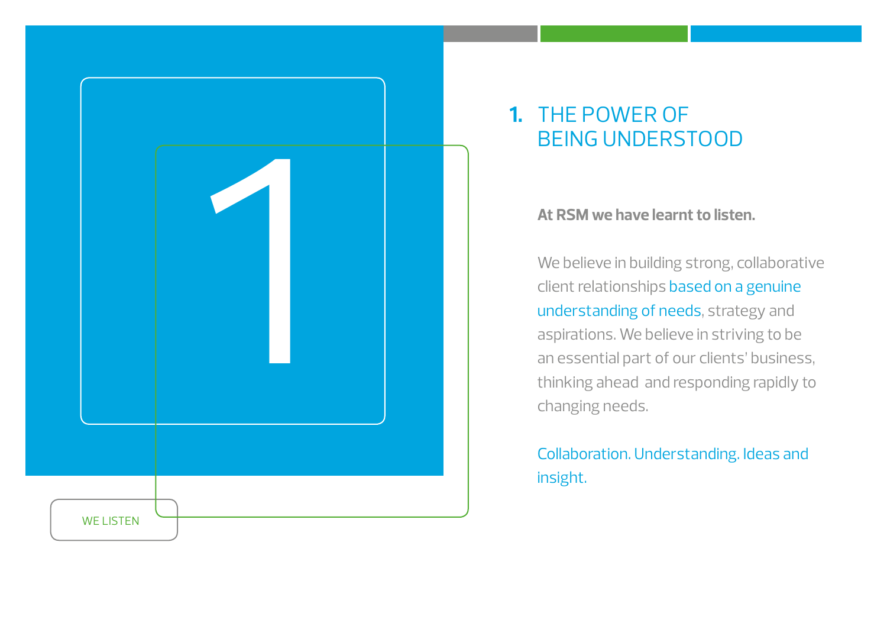1

WE LISTEN

## 1. THE POWER OF BEING UNDERSTOOD

**At RSM we have learnt to listen.**

We believe in building strong, collaborative client relationships based on a genuine understanding of needs, strategy and aspirations. We believe in striving to be an essential part of our clients' business, thinking ahead and responding rapidly to changing needs.

Collaboration. Understanding. Ideas and insight.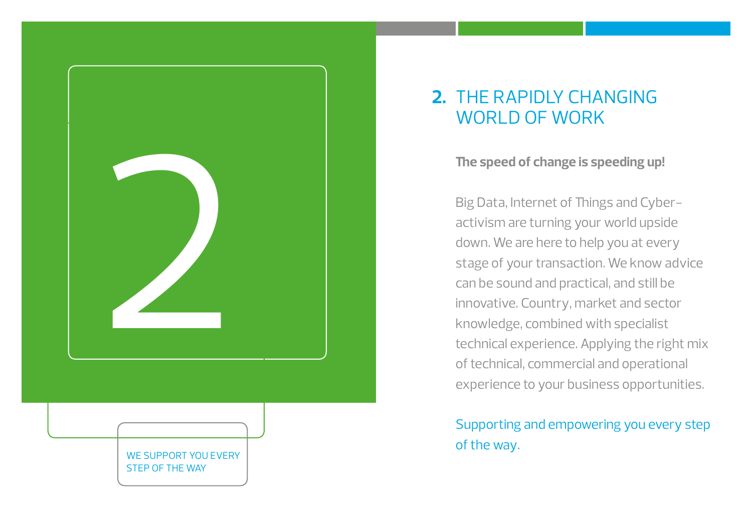2

WE SUPPORT YOU EVERY STEP OF THE WAY

## 2. THE RAPIDLY CHANGING WORLD OF WORK

**The speed of change is speeding up!**

Big Data, Internet of Things and Cyber-activism are turning your world upside down. We are here to help you at every stage of your transaction. We know advice can be sound and practical, and still be innovative. Country, market and sector knowledge, combined with specialist technical experience. Applying the right mix of technical, commercial and operational experience to your business opportunities.

Supporting and empowering you every step of the way.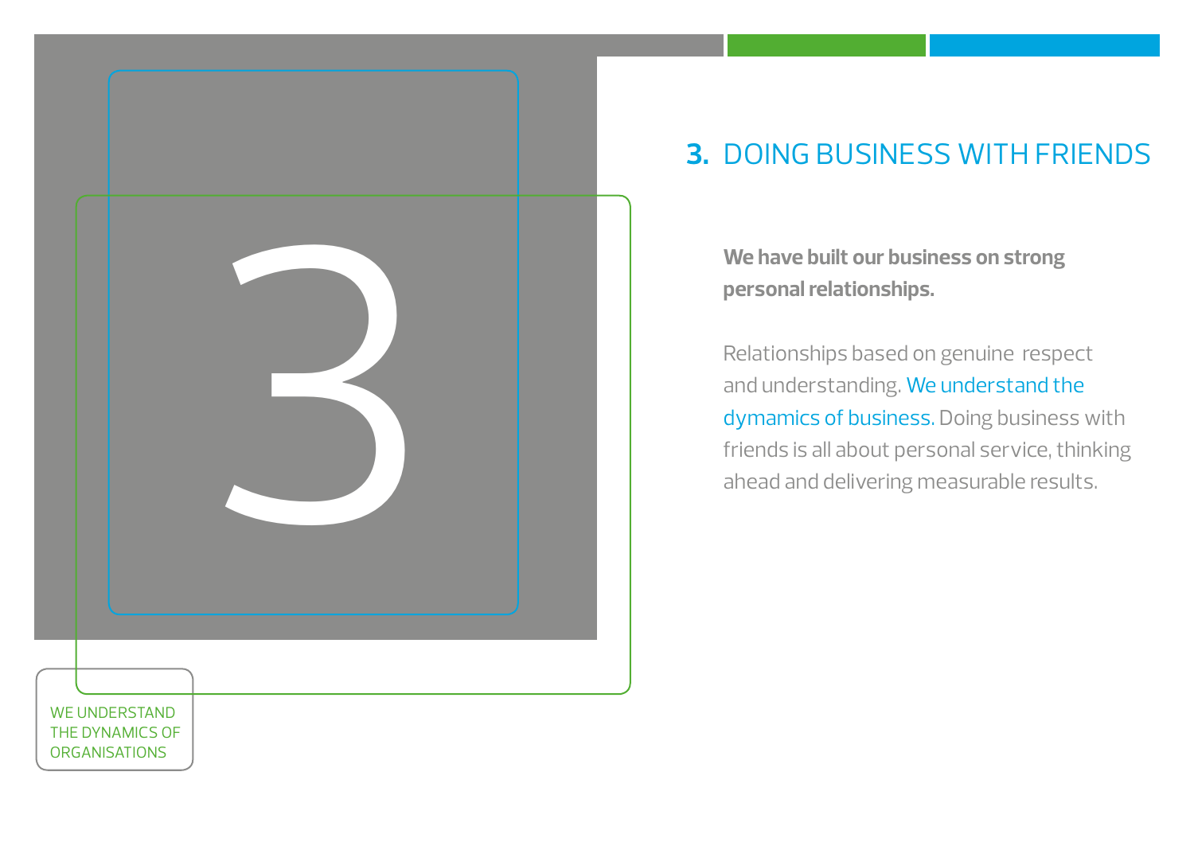3

WE UNDERSTAND THE DYNAMICS OF ORGANISATIONS

## 3. DOING BUSINESS WITH FRIENDS

**We have built our business on strong personal relationships.**

Relationships based on genuine respect and understanding. We understand the dymamics of business. Doing business with friends is all about personal service, thinking ahead and delivering measurable results.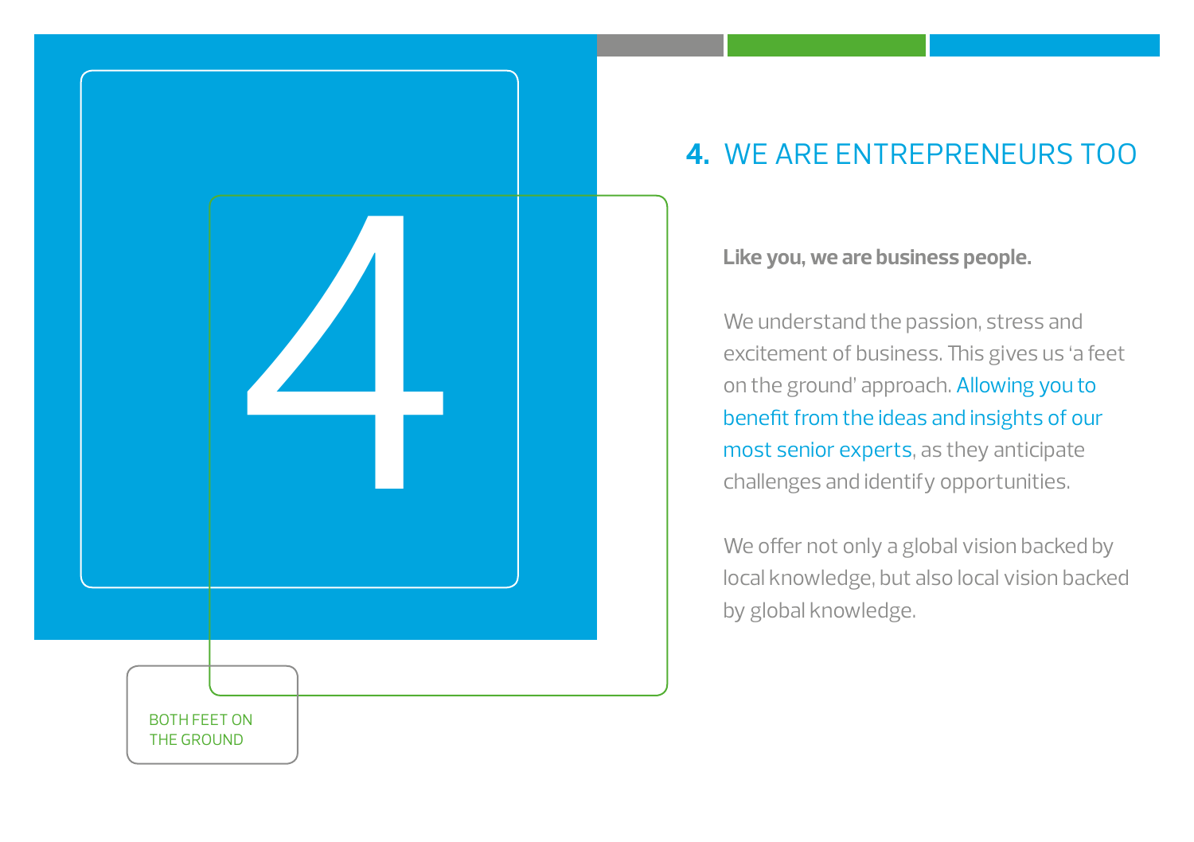4

BOTH FEET ON THE GROUND

## 4. WE ARE ENTREPRENEURS TOO

**Like you, we are business people.**

We understand the passion, stress and excitement of business. This gives us 'a feet on the ground' approach. Allowing you to benefit from the ideas and insights of our most senior experts, as they anticipate challenges and identify opportunities.

We offer not only a global vision backed by local knowledge, but also local vision backed by global knowledge.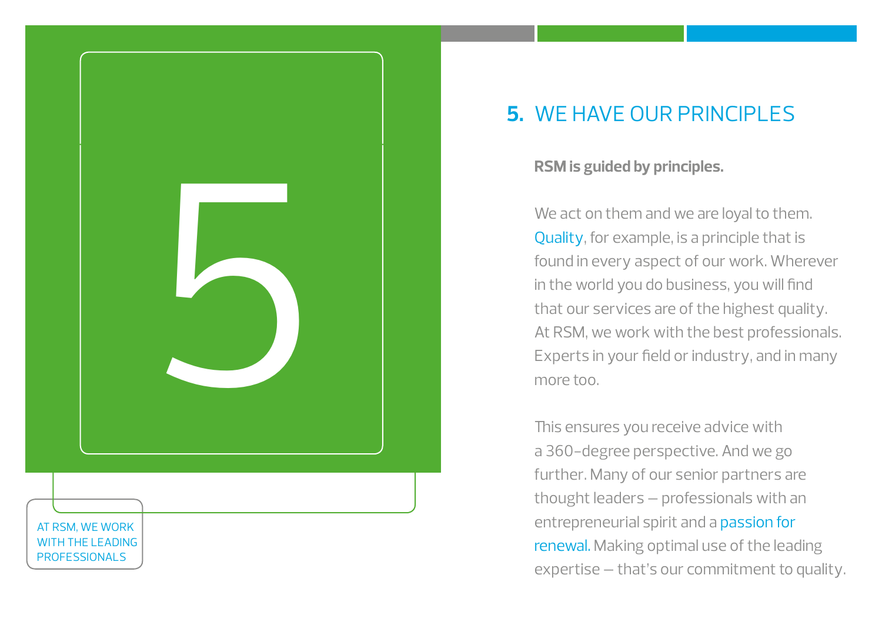## 5. WE HAVE OUR PRINCIPLES

AT RSM, WE WORK WITH THE LEADING PROFESSIONALS

**RSM is guided by principles.**

We act on them and we are loyal to them. Quality, for example, is a principle that is found in every aspect of our work. Wherever in the world you do business, you will find that our services are of the highest quality. At RSM, we work with the best professionals. Experts in your field or industry, and in many more too.

This ensures you receive advice with a 360-degree perspective. And we go further. Many of our senior partners are thought leaders – professionals with an entrepreneurial spirit and a passion for renewal. Making optimal use of the leading expertise – that's our commitment to quality.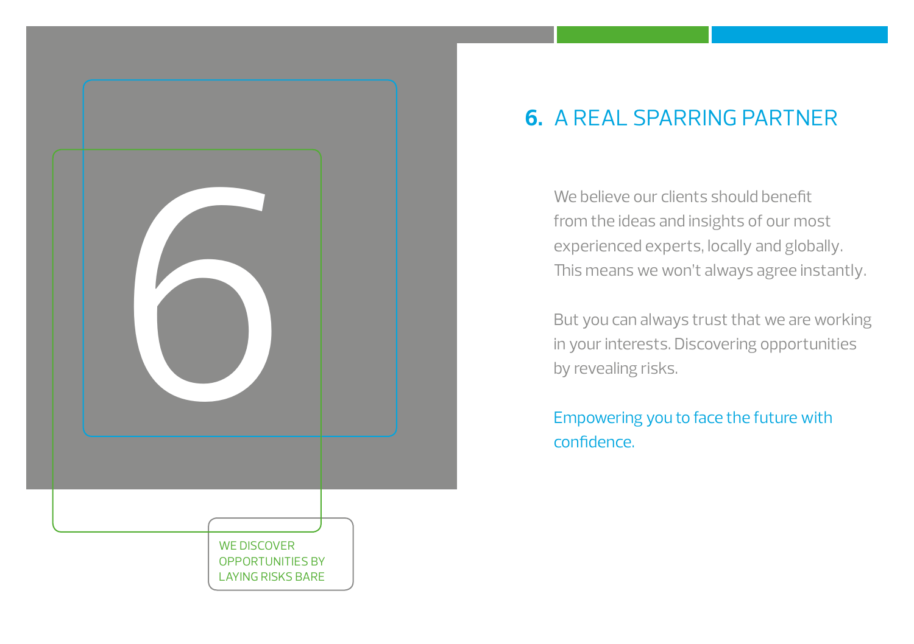# 6. A REAL SPARRING PARTNER

We believe our clients should benefit from the ideas and insights of our most experienced experts, locally and globally. This means we won't always agree instantly.

But you can always trust that we are working in your interests. Discovering opportunities by revealing risks.

Empowering you to face the future with confidence.

WE DISCOVER OPPORTUNITIES BY LAYING RISKS BARE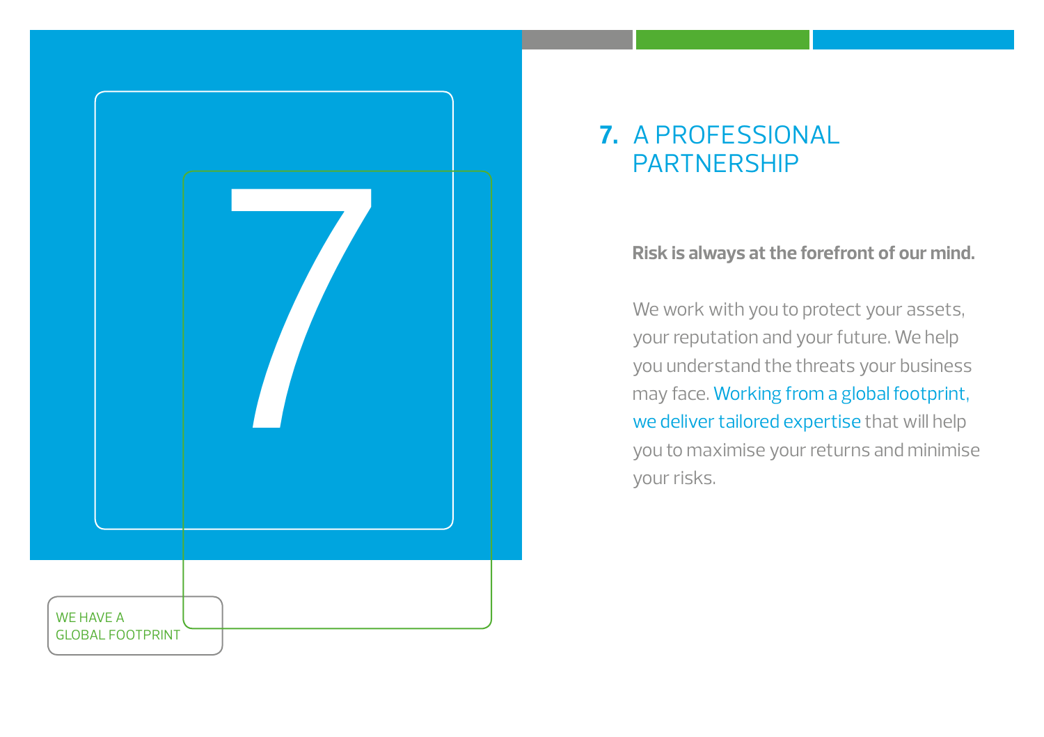7

WE HAVE A GLOBAL FOOTPRINT

## 7. A PROFESSIONAL PARTNERSHIP

**Risk is always at the forefront of our mind.**

We work with you to protect your assets, your reputation and your future. We help you understand the threats your business may face. Working from a global footprint, we deliver tailored expertise that will help you to maximise your returns and minimise your risks.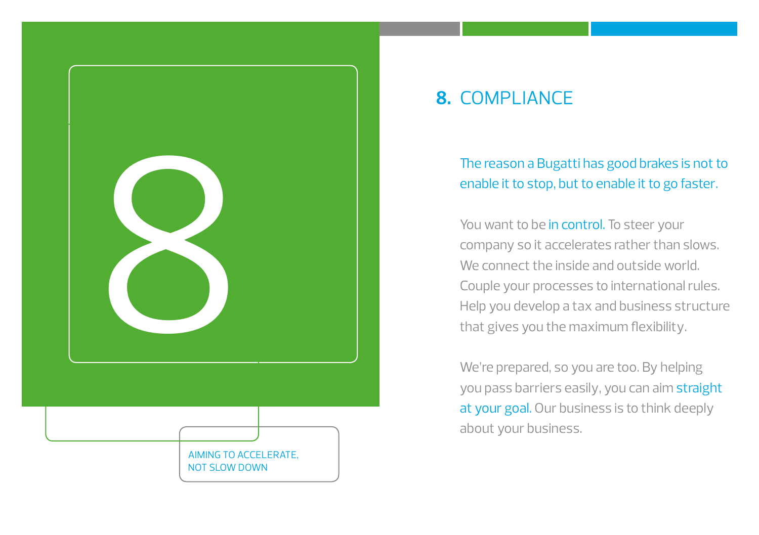AIMING TO ACCELERATE, NOT SLOW DOWN

## 8. COMPLIANCE

The reason a Bugatti has good brakes is not to enable it to stop, but to enable it to go faster.

You want to be in control. To steer your company so it accelerates rather than slows. We connect the inside and outside world. Couple your processes to international rules. Help you develop a tax and business structure that gives you the maximum flexibility.

We're prepared, so you are too. By helping you pass barriers easily, you can aim straight at your goal. Our business is to think deeply about your business.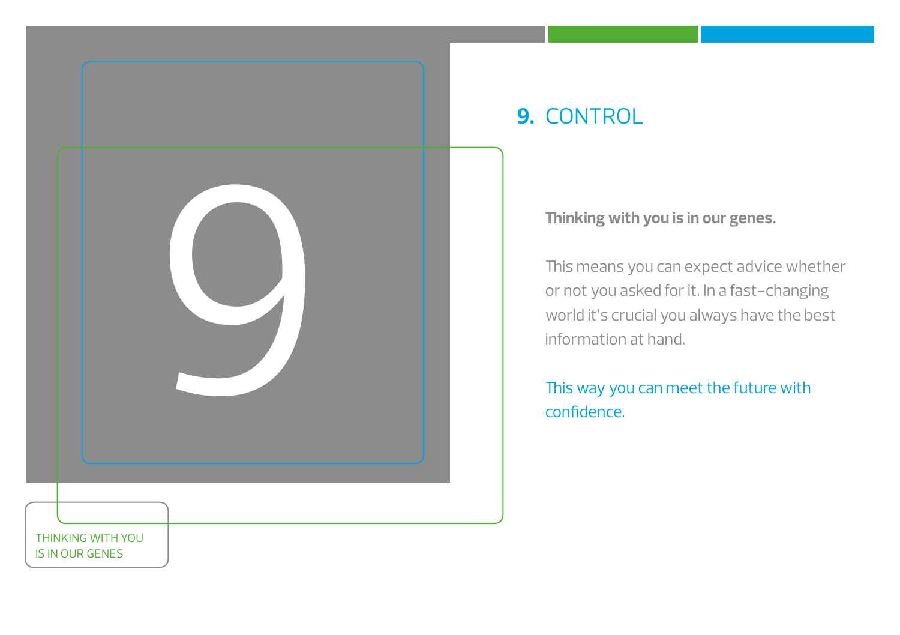9

## 9. CONTROL

**Thinking with you is in our genes.**

This means you can expect advice whether or not you asked for it. In a fast-changing world it's crucial you always have the best information at hand.

This way you can meet the future with confidence.

THINKING WITH YOU IS IN OUR GENES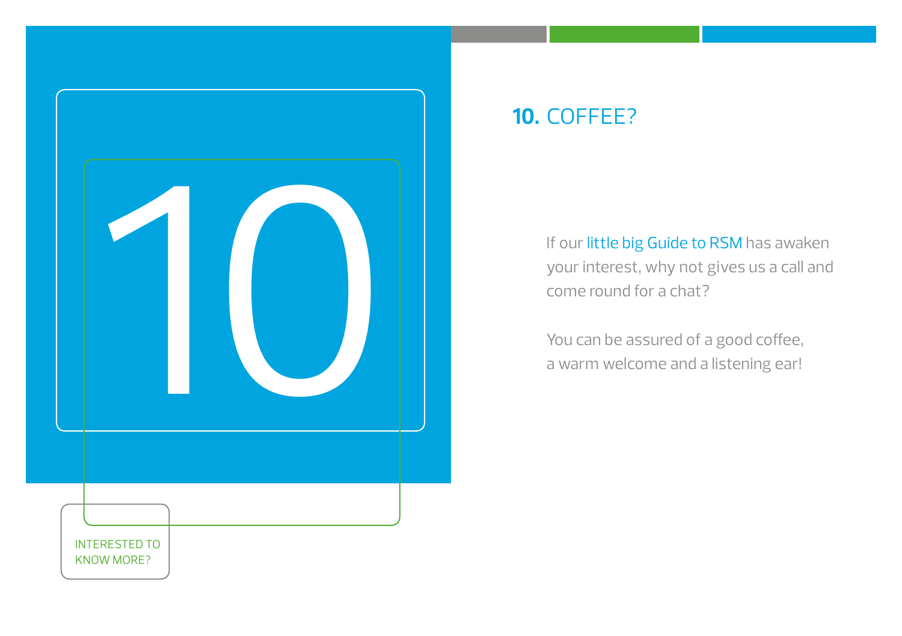10

INTERESTED TO KNOW MORE?

## **10.** COFFEE?

If our little big Guide to RSM has awaken your interest, why not gives us a call and come round for a chat?

You can be assured of a good coffee, a warm welcome and a listening ear!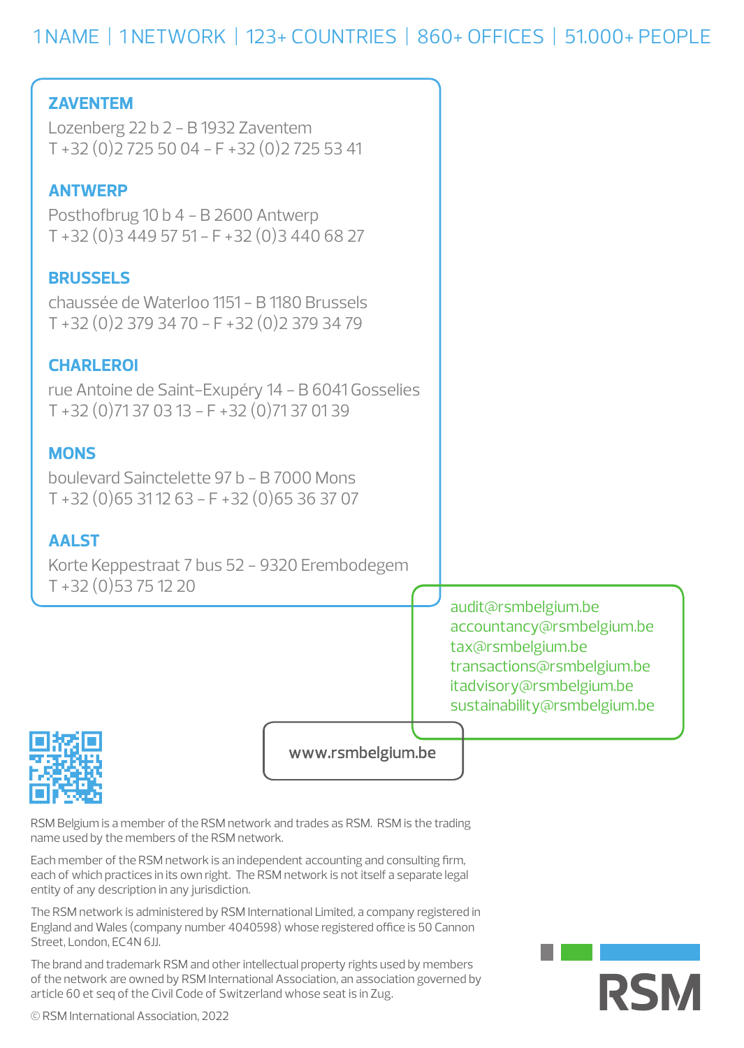1 NAME | 1 NETWORK | 123+ COUNTRIES | 860+ OFFICES | 51.000+ PEOPLE

**ZAVENTEM**
Lozenberg 22 b 2 – B 1932 Zaventem
T +32 (0)2 725 50 04 – F +32 (0)2 725 53 41

**ANTWERP**
Posthofbrug 10 b 4 – B 2600 Antwerp
T +32 (0)3 449 57 51 – F +32 (0)3 440 68 27

**BRUSSELS**
chaussée de Waterloo 1151 – B 1180 Brussels
T +32 (0)2 379 34 70 – F +32 (0)2 379 34 79

**CHARLEROI**
rue Antoine de Saint-Exupéry 14 – B 6041 Gosselies
T +32 (0)71 37 03 13 – F +32 (0)71 37 01 39

**MONS**
boulevard Sainctelette 97 b – B 7000 Mons
T +32 (0)65 31 12 63 – F +32 (0)65 36 37 07

**AALST**
Korte Keppestraat 7 bus 52 – 9320 Erembodegem
T +32 (0)53 75 12 20

audit@rsmbelgium.be
accountancy@rsmbelgium.be
tax@rsmbelgium.be
transactions@rsmbelgium.be
itadvisory@rsmbelgium.be
sustainability@rsmbelgium.be

www.rsmbelgium.be

RSM Belgium is a member of the RSM network and trades as RSM. RSM is the trading name used by the members of the RSM network.

Each member of the RSM network is an independent accounting and consulting firm, each of which practices in its own right. The RSM network is not itself a separate legal entity of any description in any jurisdiction.

The RSM network is administered by RSM International Limited, a company registered in England and Wales (company number 4040598) whose registered office is 50 Cannon Street, London, EC4N 6JJ.

The brand and trademark RSM and other intellectual property rights used by members of the network are owned by RSM International Association, an association governed by article 60 et seq of the Civil Code of Switzerland whose seat is in Zug.

© RSM International Association, 2022

RSM